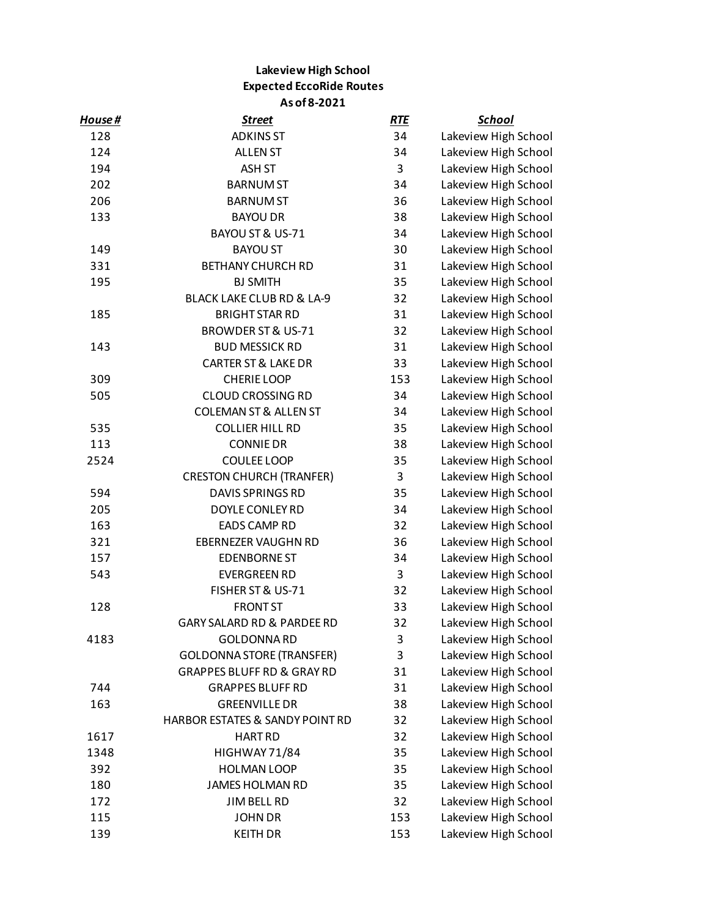**Lakeview High School**
**Expected EccoRide Routes**
**As of 8-2021**

| House # | Street | RTE | School |
|---|---|---|---|
| 128 | ADKINS ST | 34 | Lakeview High School |
| 124 | ALLEN ST | 34 | Lakeview High School |
| 194 | ASH ST | 3 | Lakeview High School |
| 202 | BARNUM ST | 34 | Lakeview High School |
| 206 | BARNUM ST | 36 | Lakeview High School |
| 133 | BAYOU DR | 38 | Lakeview High School |
| | BAYOU ST & US-71 | 34 | Lakeview High School |
| 149 | BAYOU ST | 30 | Lakeview High School |
| 331 | BETHANY CHURCH RD | 31 | Lakeview High School |
| 195 | BJ SMITH | 35 | Lakeview High School |
| | BLACK LAKE CLUB RD & LA-9 | 32 | Lakeview High School |
| 185 | BRIGHT STAR RD | 31 | Lakeview High School |
| | BROWDER ST & US-71 | 32 | Lakeview High School |
| 143 | BUD MESSICK RD | 31 | Lakeview High School |
| | CARTER ST & LAKE DR | 33 | Lakeview High School |
| 309 | CHERIE LOOP | 153 | Lakeview High School |
| 505 | CLOUD CROSSING RD | 34 | Lakeview High School |
| | COLEMAN ST & ALLEN ST | 34 | Lakeview High School |
| 535 | COLLIER HILL RD | 35 | Lakeview High School |
| 113 | CONNIE DR | 38 | Lakeview High School |
| 2524 | COULEE LOOP | 35 | Lakeview High School |
| | CRESTON CHURCH (TRANFER) | 3 | Lakeview High School |
| 594 | DAVIS SPRINGS RD | 35 | Lakeview High School |
| 205 | DOYLE CONLEY RD | 34 | Lakeview High School |
| 163 | EADS CAMP RD | 32 | Lakeview High School |
| 321 | EBERNEZER VAUGHN RD | 36 | Lakeview High School |
| 157 | EDENBORNE ST | 34 | Lakeview High School |
| 543 | EVERGREEN RD | 3 | Lakeview High School |
| | FISHER ST & US-71 | 32 | Lakeview High School |
| 128 | FRONT ST | 33 | Lakeview High School |
| | GARY SALARD RD & PARDEE RD | 32 | Lakeview High School |
| 4183 | GOLDONNA RD | 3 | Lakeview High School |
| | GOLDONNA STORE (TRANSFER) | 3 | Lakeview High School |
| | GRAPPES BLUFF RD & GRAY RD | 31 | Lakeview High School |
| 744 | GRAPPES BLUFF RD | 31 | Lakeview High School |
| 163 | GREENVILLE DR | 38 | Lakeview High School |
| | HARBOR ESTATES & SANDY POINT RD | 32 | Lakeview High School |
| 1617 | HART RD | 32 | Lakeview High School |
| 1348 | HIGHWAY 71/84 | 35 | Lakeview High School |
| 392 | HOLMAN LOOP | 35 | Lakeview High School |
| 180 | JAMES HOLMAN RD | 35 | Lakeview High School |
| 172 | JIM BELL RD | 32 | Lakeview High School |
| 115 | JOHN DR | 153 | Lakeview High School |
| 139 | KEITH DR | 153 | Lakeview High School |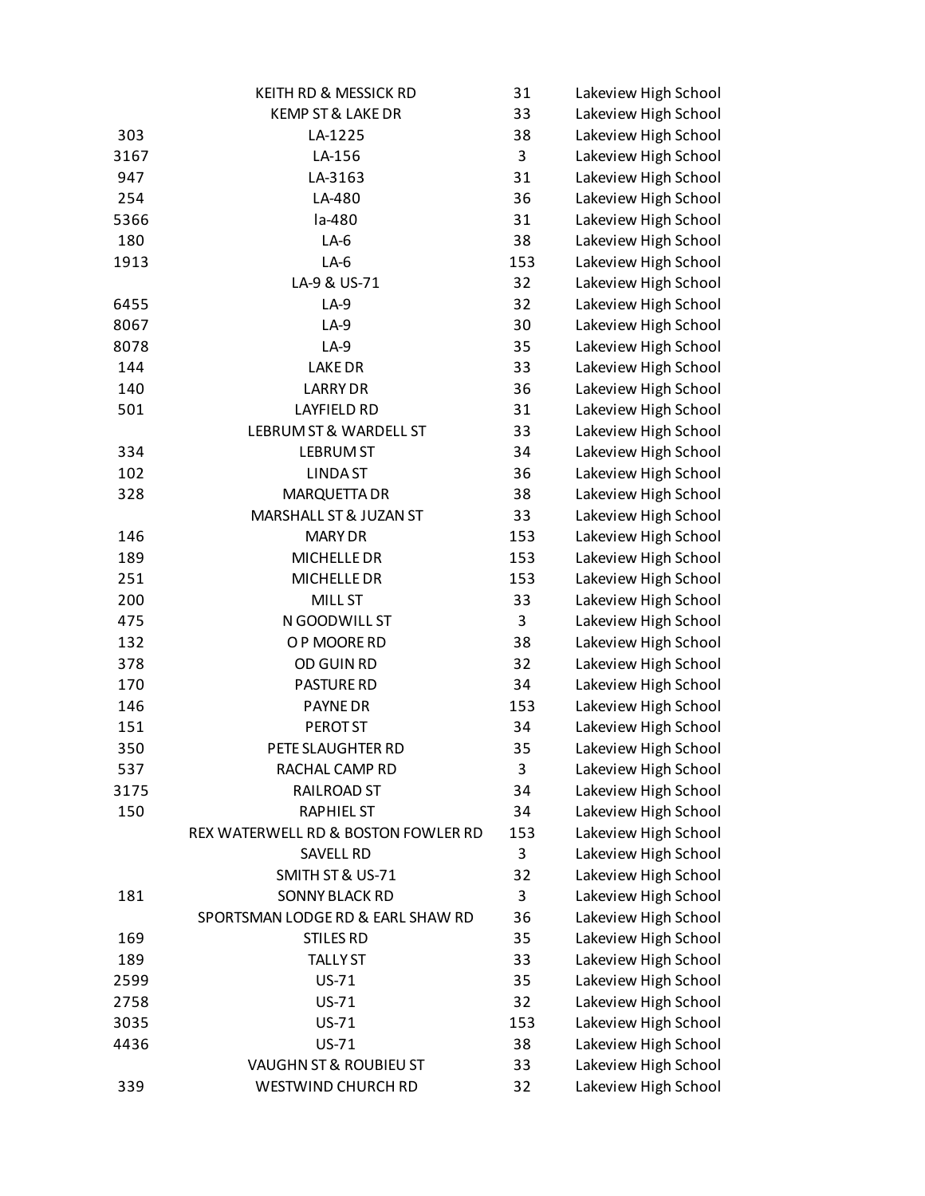| | | | |
|---|---|---|---|
| | KEITH RD & MESSICK RD | 31 | Lakeview High School |
| | KEMP ST & LAKE DR | 33 | Lakeview High School |
| 303 | LA-1225 | 38 | Lakeview High School |
| 3167 | LA-156 | 3 | Lakeview High School |
| 947 | LA-3163 | 31 | Lakeview High School |
| 254 | LA-480 | 36 | Lakeview High School |
| 5366 | la-480 | 31 | Lakeview High School |
| 180 | LA-6 | 38 | Lakeview High School |
| 1913 | LA-6 | 153 | Lakeview High School |
| | LA-9 & US-71 | 32 | Lakeview High School |
| 6455 | LA-9 | 32 | Lakeview High School |
| 8067 | LA-9 | 30 | Lakeview High School |
| 8078 | LA-9 | 35 | Lakeview High School |
| 144 | LAKE DR | 33 | Lakeview High School |
| 140 | LARRY DR | 36 | Lakeview High School |
| 501 | LAYFIELD RD | 31 | Lakeview High School |
| | LEBRUM ST & WARDELL ST | 33 | Lakeview High School |
| 334 | LEBRUM ST | 34 | Lakeview High School |
| 102 | LINDA ST | 36 | Lakeview High School |
| 328 | MARQUETTA DR | 38 | Lakeview High School |
| | MARSHALL ST & JUZAN ST | 33 | Lakeview High School |
| 146 | MARY DR | 153 | Lakeview High School |
| 189 | MICHELLE DR | 153 | Lakeview High School |
| 251 | MICHELLE DR | 153 | Lakeview High School |
| 200 | MILL ST | 33 | Lakeview High School |
| 475 | N GOODWILL ST | 3 | Lakeview High School |
| 132 | O P MOORE RD | 38 | Lakeview High School |
| 378 | OD GUIN RD | 32 | Lakeview High School |
| 170 | PASTURE RD | 34 | Lakeview High School |
| 146 | PAYNE DR | 153 | Lakeview High School |
| 151 | PEROT ST | 34 | Lakeview High School |
| 350 | PETE SLAUGHTER RD | 35 | Lakeview High School |
| 537 | RACHAL CAMP RD | 3 | Lakeview High School |
| 3175 | RAILROAD ST | 34 | Lakeview High School |
| 150 | RAPHIEL ST | 34 | Lakeview High School |
| | REX WATERWELL RD & BOSTON FOWLER RD | 153 | Lakeview High School |
| | SAVELL RD | 3 | Lakeview High School |
| | SMITH ST & US-71 | 32 | Lakeview High School |
| 181 | SONNY BLACK RD | 3 | Lakeview High School |
| | SPORTSMAN LODGE RD & EARL SHAW RD | 36 | Lakeview High School |
| 169 | STILES RD | 35 | Lakeview High School |
| 189 | TALLY ST | 33 | Lakeview High School |
| 2599 | US-71 | 35 | Lakeview High School |
| 2758 | US-71 | 32 | Lakeview High School |
| 3035 | US-71 | 153 | Lakeview High School |
| 4436 | US-71 | 38 | Lakeview High School |
| | VAUGHN ST & ROUBIEU ST | 33 | Lakeview High School |
| 339 | WESTWIND CHURCH RD | 32 | Lakeview High School |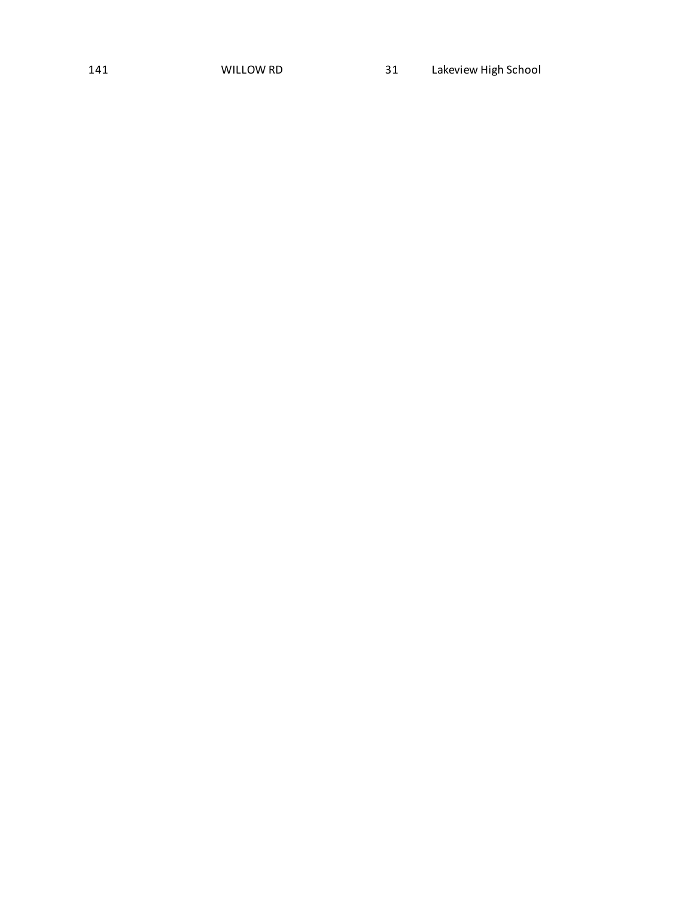| | | | |
|---|---|---|---|
| 141 | WILLOW RD | 31 | Lakeview High School |